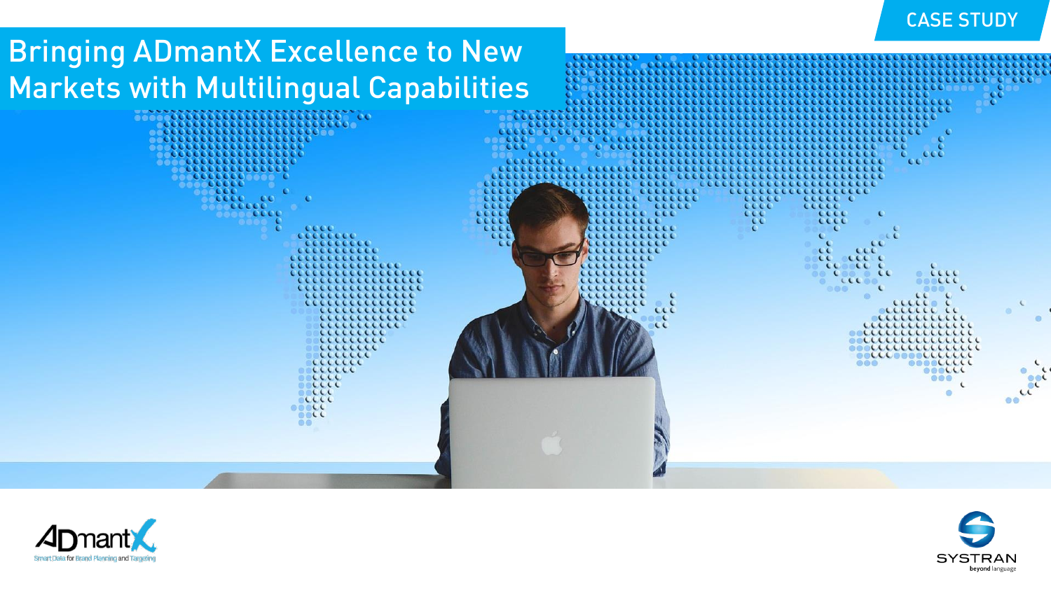CASE STUDY

# Bringing ADmantX Excellence to New Markets with Multilingual Capabilities

ADmantX
Smart Data for Brand Planning and Targeting

SYSTRAN
beyond language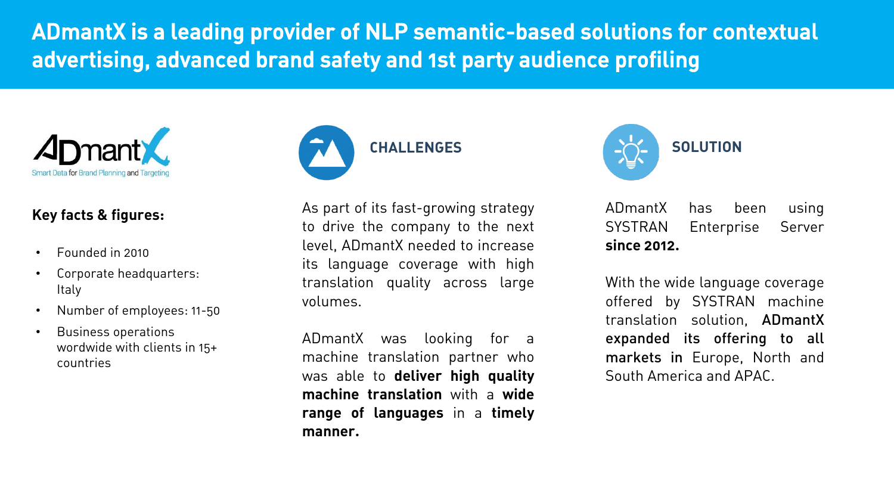# ADmantX is a leading provider of NLP semantic-based solutions for contextual advertising, advanced brand safety and 1st party audience profiling

ADmantX
Smart Data for Brand Planning and Targeting

**Key facts & figures:**

- Founded in 2010
- Corporate headquarters: Italy
- Number of employees: 11-50
- Business operations wordwide with clients in 15+ countries

## CHALLENGES

As part of its fast-growing strategy to drive the company to the next level, ADmantX needed to increase its language coverage with high translation quality across large volumes.

ADmantX was looking for a machine translation partner who was able to **deliver high quality machine translation** with a **wide range of languages** in a **timely manner.**

## SOLUTION

ADmantX has been using SYSTRAN Enterprise Server **since 2012.**

With the wide language coverage offered by SYSTRAN machine translation solution, **ADmantX expanded its offering to all markets in** Europe, North and South America and APAC.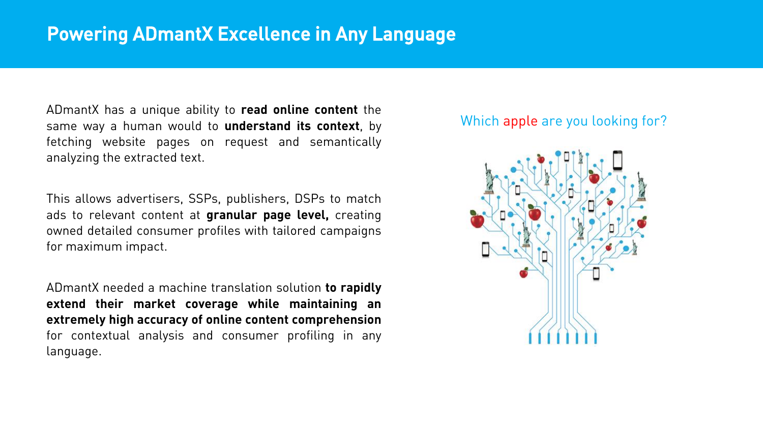# Powering ADmantX Excellence in Any Language

ADmantX has a unique ability to **read online content** the same way a human would to **understand its context**, by fetching website pages on request and semantically analyzing the extracted text.

This allows advertisers, SSPs, publishers, DSPs to match ads to relevant content at **granular page level,** creating owned detailed consumer profiles with tailored campaigns for maximum impact.

ADmantX needed a machine translation solution **to rapidly extend their market coverage while maintaining an extremely high accuracy of online content comprehension** for contextual analysis and consumer profiling in any language.

Which apple are you looking for?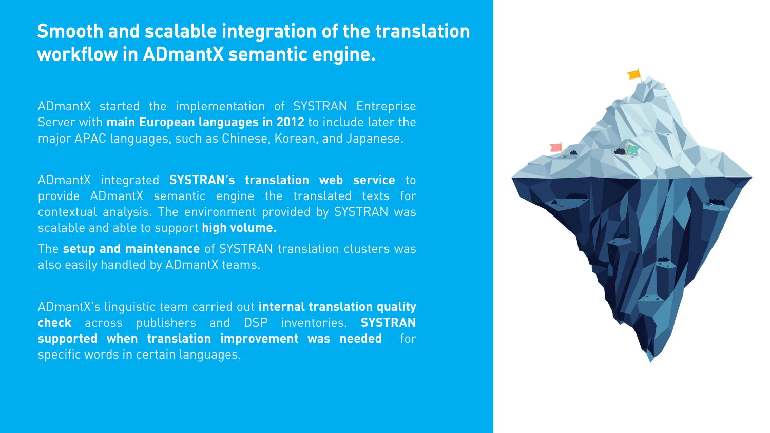# Smooth and scalable integration of the translation workflow in ADmantX semantic engine.

ADmantX started the implementation of SYSTRAN Entreprise Server with **main European languages in 2012** to include later the major APAC languages, such as Chinese, Korean, and Japanese.

ADmantX integrated **SYSTRAN's translation web service** to provide ADmantX semantic engine the translated texts for contextual analysis. The environment provided by SYSTRAN was scalable and able to support **high volume.**

The **setup and maintenance** of SYSTRAN translation clusters was also easily handled by ADmantX teams.

ADmantX's linguistic team carried out **internal translation quality check** across publishers and DSP inventories. **SYSTRAN supported when translation improvement was needed** for specific words in certain languages.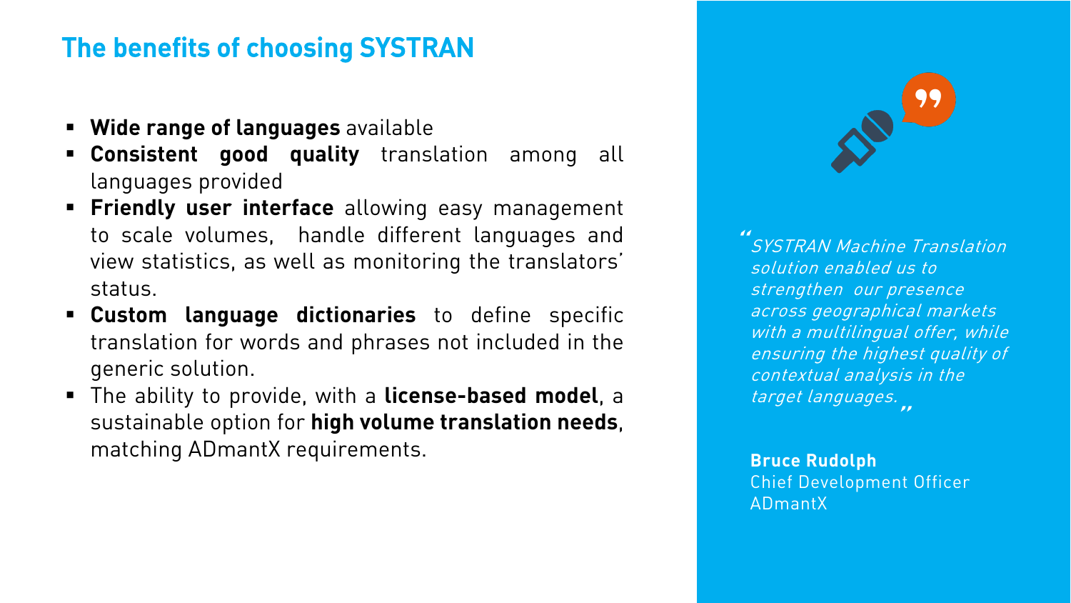## The benefits of choosing SYSTRAN

- **Wide range of languages** available
- **Consistent good quality** translation among all languages provided
- **Friendly user interface** allowing easy management to scale volumes, handle different languages and view statistics, as well as monitoring the translators' status.
- **Custom language dictionaries** to define specific translation for words and phrases not included in the generic solution.
- The ability to provide, with a **license-based model**, a sustainable option for **high volume translation needs**, matching ADmantX requirements.

> *"SYSTRAN Machine Translation solution enabled us to strengthen our presence across geographical markets with a multilingual offer, while ensuring the highest quality of contextual analysis in the target languages."*

**Bruce Rudolph**
Chief Development Officer
ADmantX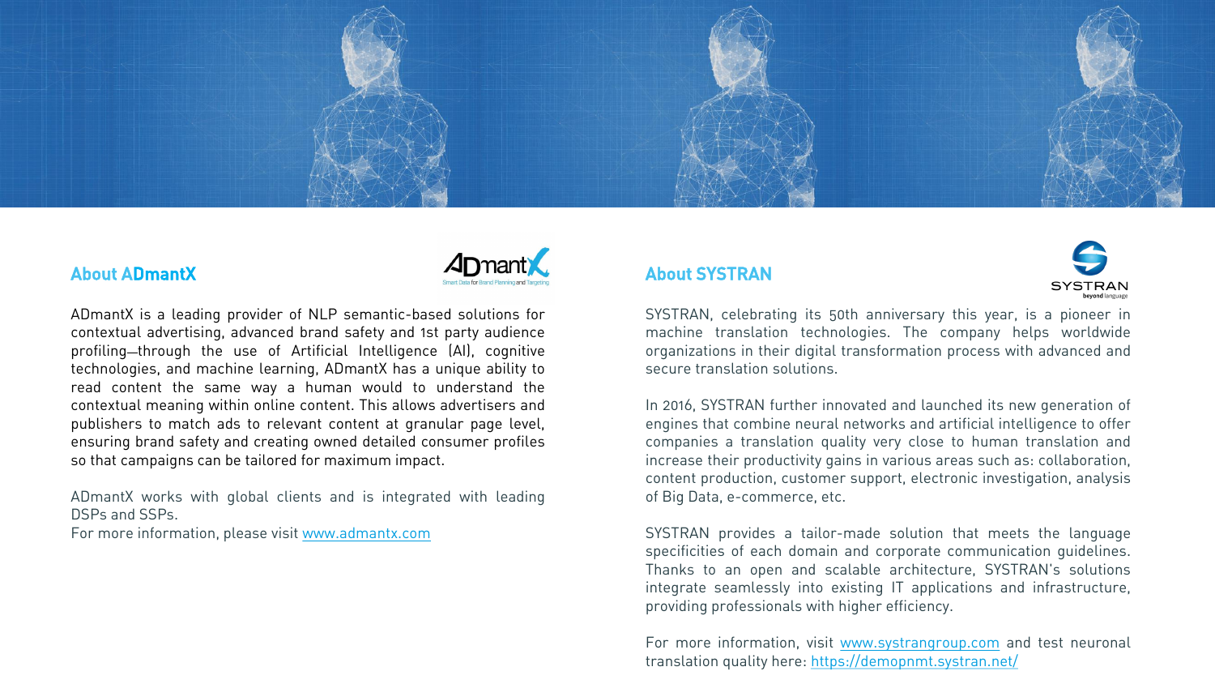## About ADmantX

ADmantX is a leading provider of NLP semantic-based solutions for contextual advertising, advanced brand safety and 1st party audience profiling—through the use of Artificial Intelligence (AI), cognitive technologies, and machine learning, ADmantX has a unique ability to read content the same way a human would to understand the contextual meaning within online content. This allows advertisers and publishers to match ads to relevant content at granular page level, ensuring brand safety and creating owned detailed consumer profiles so that campaigns can be tailored for maximum impact.

ADmantX works with global clients and is integrated with leading DSPs and SSPs.
For more information, please visit www.admantx.com

## About SYSTRAN

SYSTRAN, celebrating its 50th anniversary this year, is a pioneer in machine translation technologies. The company helps worldwide organizations in their digital transformation process with advanced and secure translation solutions.

In 2016, SYSTRAN further innovated and launched its new generation of engines that combine neural networks and artificial intelligence to offer companies a translation quality very close to human translation and increase their productivity gains in various areas such as: collaboration, content production, customer support, electronic investigation, analysis of Big Data, e-commerce, etc.

SYSTRAN provides a tailor-made solution that meets the language specificities of each domain and corporate communication guidelines. Thanks to an open and scalable architecture, SYSTRAN's solutions integrate seamlessly into existing IT applications and infrastructure, providing professionals with higher efficiency.

For more information, visit www.systrangroup.com and test neuronal translation quality here: https://demopnmt.systran.net/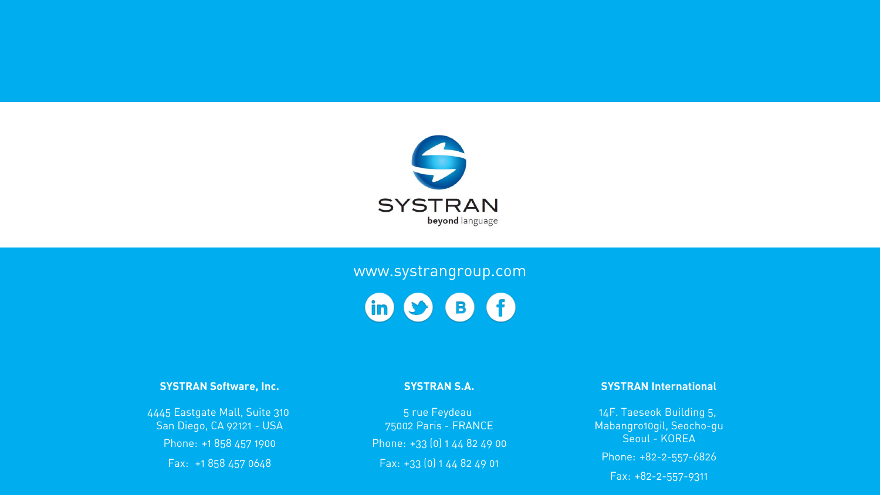SYSTRAN

beyond language

www.systrangroup.com

**SYSTRAN Software, Inc.**

4445 Eastgate Mall, Suite 310
San Diego, CA 92121 - USA

Phone: +1 858 457 1900

Fax: +1 858 457 0648

**SYSTRAN S.A.**

5 rue Feydeau
75002 Paris - FRANCE

Phone: +33 (0) 1 44 82 49 00

Fax: +33 (0) 1 44 82 49 01

**SYSTRAN International**

14F. Taeseok Building 5,
Mabangro10gil, Seocho-gu
Seoul - KOREA

Phone: +82-2-557-6826

Fax: +82-2-557-9311